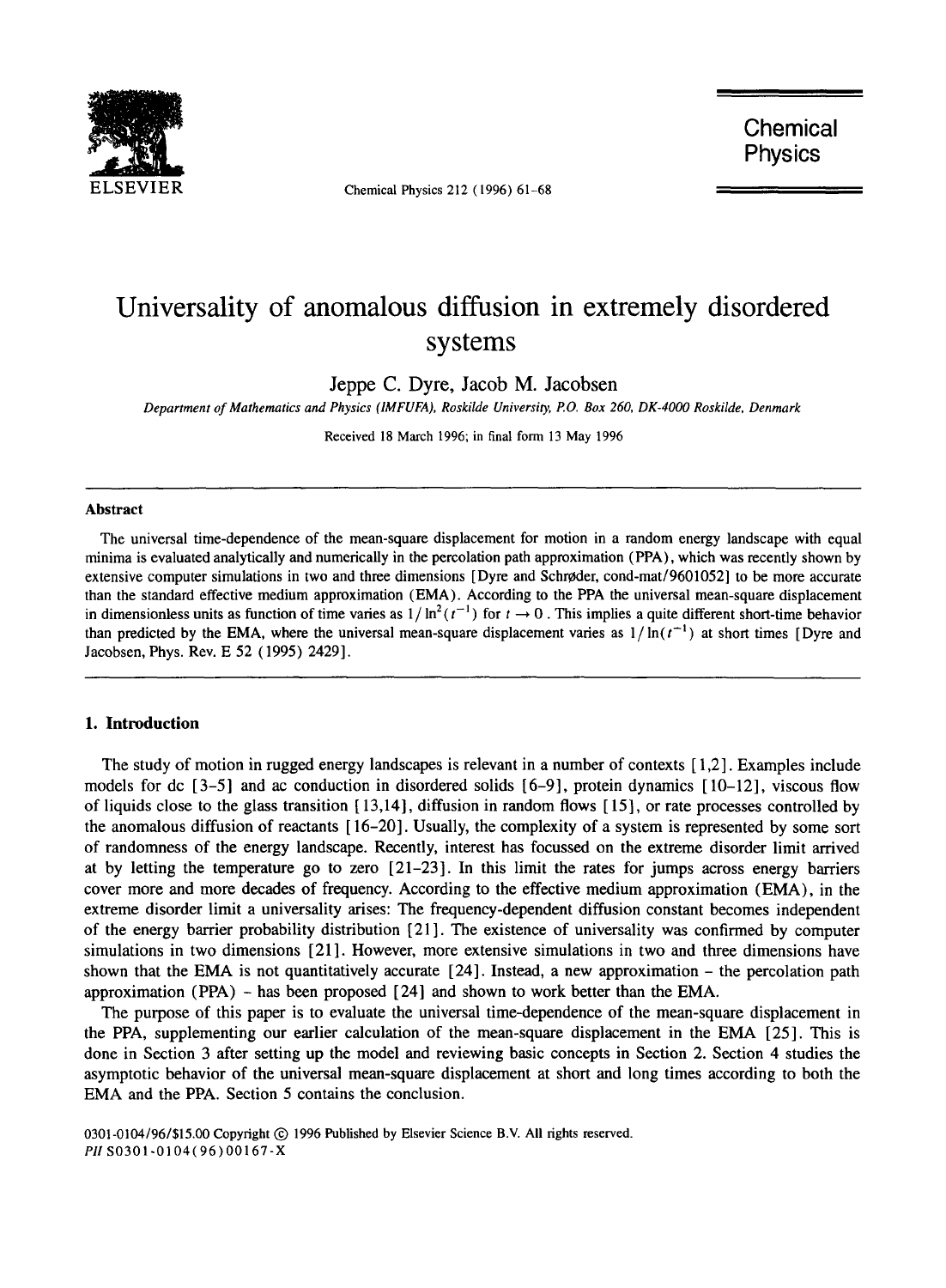# Universality of anomalous diffusion in extremely disordered systems

Jeppe C. Dyre, Jacob M. Jacobsen

*Department of Mathematics and Physics (IMFUFA), Roskilde University, P.O. Box 260, DK-4000 Roskilde, Denmark*

Received 18 March 1996; in final form 13 May 1996

## Abstract

The universal time-dependence of the mean-square displacement for motion in a random energy landscape with equal minima is evaluated analytically and numerically in the percolation path approximation (PPA), which was recently shown by extensive computer simulations in two and three dimensions [Dyre and Schrøder, cond-mat/9601052] to be more accurate than the standard effective medium approximation (EMA). According to the PPA the universal mean-square displacement in dimensionless units as function of time varies as $1/\ln^2(t^{-1})$ for $t \to 0$. This implies a quite different short-time behavior than predicted by the EMA, where the universal mean-square displacement varies as $1/\ln(t^{-1})$ at short times [Dyre and Jacobsen, Phys. Rev. E 52 (1995) 2429].

## 1. Introduction

The study of motion in rugged energy landscapes is relevant in a number of contexts [1,2]. Examples include models for dc [3–5] and ac conduction in disordered solids [6–9], protein dynamics [10–12], viscous flow of liquids close to the glass transition [13,14], diffusion in random flows [15], or rate processes controlled by the anomalous diffusion of reactants [16–20]. Usually, the complexity of a system is represented by some sort of randomness of the energy landscape. Recently, interest has focussed on the extreme disorder limit arrived at by letting the temperature go to zero [21–23]. In this limit the rates for jumps across energy barriers cover more and more decades of frequency. According to the effective medium approximation (EMA), in the extreme disorder limit a universality arises: The frequency-dependent diffusion constant becomes independent of the energy barrier probability distribution [21]. The existence of universality was confirmed by computer simulations in two dimensions [21]. However, more extensive simulations in two and three dimensions have shown that the EMA is not quantitatively accurate [24]. Instead, a new approximation – the percolation path approximation (PPA) – has been proposed [24] and shown to work better than the EMA.

The purpose of this paper is to evaluate the universal time-dependence of the mean-square displacement in the PPA, supplementing our earlier calculation of the mean-square displacement in the EMA [25]. This is done in Section 3 after setting up the model and reviewing basic concepts in Section 2. Section 4 studies the asymptotic behavior of the universal mean-square displacement at short and long times according to both the EMA and the PPA. Section 5 contains the conclusion.

0301-0104/96/$15.00 Copyright © 1996 Published by Elsevier Science B.V. All rights reserved.
*PII* S0301-0104(96)00167-X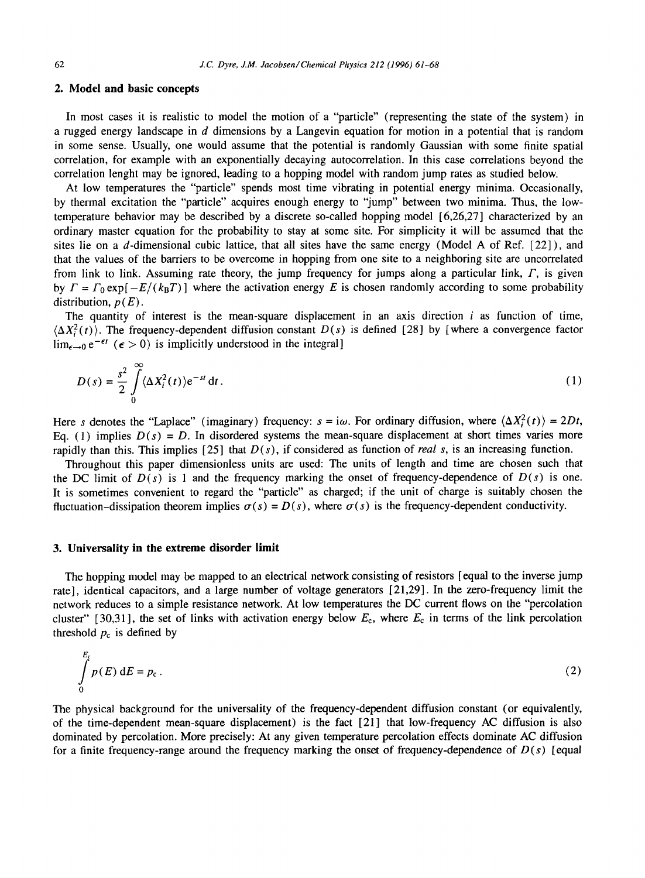## 2. Model and basic concepts

In most cases it is realistic to model the motion of a "particle" (representing the state of the system) in a rugged energy landscape in $d$ dimensions by a Langevin equation for motion in a potential that is random in some sense. Usually, one would assume that the potential is randomly Gaussian with some finite spatial correlation, for example with an exponentially decaying autocorrelation. In this case correlations beyond the correlation lenght may be ignored, leading to a hopping model with random jump rates as studied below.

At low temperatures the "particle" spends most time vibrating in potential energy minima. Occasionally, by thermal excitation the "particle" acquires enough energy to "jump" between two minima. Thus, the low-temperature behavior may be described by a discrete so-called hopping model [6,26,27] characterized by an ordinary master equation for the probability to stay at some site. For simplicity it will be assumed that the sites lie on a $d$-dimensional cubic lattice, that all sites have the same energy (Model A of Ref. [22]), and that the values of the barriers to be overcome in hopping from one site to a neighboring site are uncorrelated from link to link. Assuming rate theory, the jump frequency for jumps along a particular link, $\Gamma$, is given by $\Gamma = \Gamma_0 \exp[-E/(k_B T)]$ where the activation energy $E$ is chosen randomly according to some probability distribution, $p(E)$.

The quantity of interest is the mean-square displacement in an axis direction $i$ as function of time, $\langle \Delta X_i^2(t) \rangle$. The frequency-dependent diffusion constant $D(s)$ is defined [28] by [where a convergence factor $\lim_{\epsilon \to 0} e^{-\epsilon t}$ ($\epsilon > 0$) is implicitly understood in the integral]

$$D(s) = \frac{s^2}{2} \int_0^\infty \langle \Delta X_i^2(t) \rangle e^{-st} \, dt \,. \tag{1}$$

Here $s$ denotes the "Laplace" (imaginary) frequency: $s = i\omega$. For ordinary diffusion, where $\langle \Delta X_i^2(t) \rangle = 2Dt$, Eq. (1) implies $D(s) = D$. In disordered systems the mean-square displacement at short times varies more rapidly than this. This implies [25] that $D(s)$, if considered as function of *real* $s$, is an increasing function.

Throughout this paper dimensionless units are used: The units of length and time are chosen such that the DC limit of $D(s)$ is 1 and the frequency marking the onset of frequency-dependence of $D(s)$ is one. It is sometimes convenient to regard the "particle" as charged; if the unit of charge is suitably chosen the fluctuation-dissipation theorem implies $\sigma(s) = D(s)$, where $\sigma(s)$ is the frequency-dependent conductivity.

## 3. Universality in the extreme disorder limit

The hopping model may be mapped to an electrical network consisting of resistors [equal to the inverse jump rate], identical capacitors, and a large number of voltage generators [21,29]. In the zero-frequency limit the network reduces to a simple resistance network. At low temperatures the DC current flows on the "percolation cluster" [30,31], the set of links with activation energy below $E_c$, where $E_c$ in terms of the link percolation threshold $p_c$ is defined by

$$\int_0^{E_c} p(E) \, dE = p_c \,. \tag{2}$$

The physical background for the universality of the frequency-dependent diffusion constant (or equivalently, of the time-dependent mean-square displacement) is the fact [21] that low-frequency AC diffusion is also dominated by percolation. More precisely: At any given temperature percolation effects dominate AC diffusion for a finite frequency-range around the frequency marking the onset of frequency-dependence of $D(s)$ [equal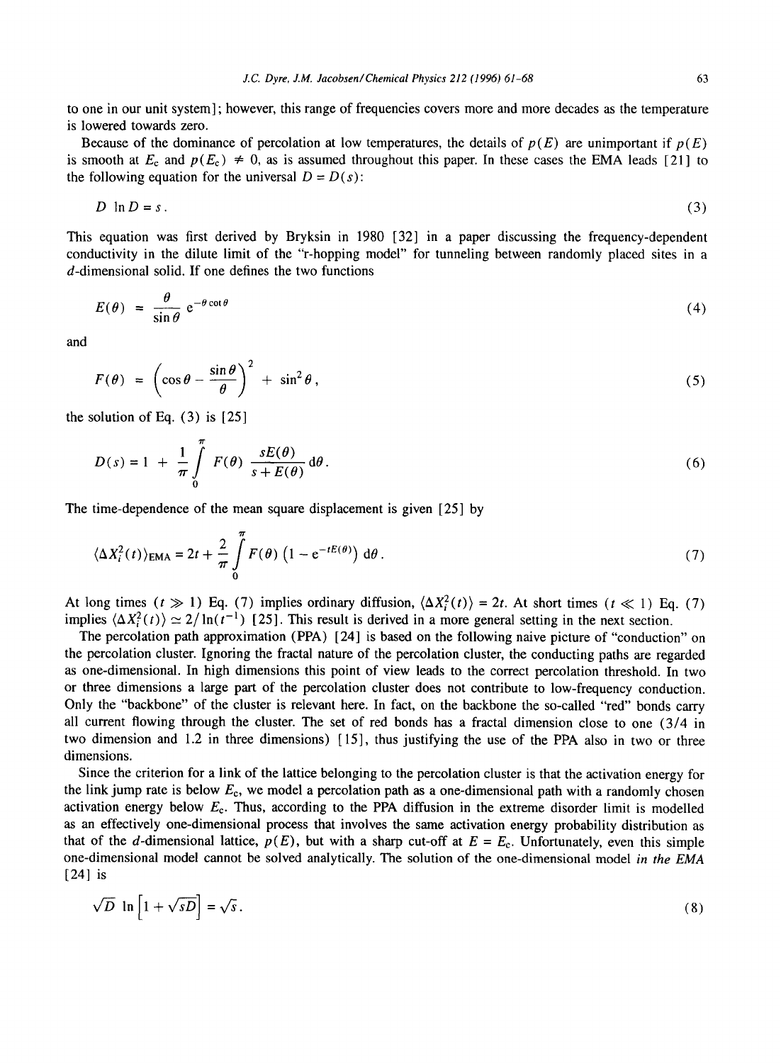to one in our unit system]; however, this range of frequencies covers more and more decades as the temperature is lowered towards zero.

Because of the dominance of percolation at low temperatures, the details of $p(E)$ are unimportant if $p(E)$ is smooth at $E_c$ and $p(E_c) \neq 0$, as is assumed throughout this paper. In these cases the EMA leads [21] to the following equation for the universal $D = D(s)$:

$$D \ \ln D = s \,. \tag{3}$$

This equation was first derived by Bryksin in 1980 [32] in a paper discussing the frequency-dependent conductivity in the dilute limit of the "r-hopping model" for tunneling between randomly placed sites in a $d$-dimensional solid. If one defines the two functions

$$E(\theta) = \frac{\theta}{\sin\theta}\, e^{-\theta\cot\theta} \tag{4}$$

and

$$F(\theta) = \left(\cos\theta - \frac{\sin\theta}{\theta}\right)^2 + \sin^2\theta \,, \tag{5}$$

the solution of Eq. (3) is [25]

$$D(s) = 1 + \frac{1}{\pi}\int_0^{\pi} F(\theta)\,\frac{sE(\theta)}{s+E(\theta)}\,d\theta \,. \tag{6}$$

The time-dependence of the mean square displacement is given [25] by

$$\langle \Delta X_i^2(t)\rangle_{\mathrm{EMA}} = 2t + \frac{2}{\pi}\int_0^{\pi} F(\theta)\left(1 - e^{-tE(\theta)}\right) d\theta \,. \tag{7}$$

At long times ($t \gg 1$) Eq. (7) implies ordinary diffusion, $\langle \Delta X_i^2(t)\rangle = 2t$. At short times ($t \ll 1$) Eq. (7) implies $\langle \Delta X_i^2(t)\rangle \simeq 2/\ln(t^{-1})$ [25]. This result is derived in a more general setting in the next section.

The percolation path approximation (PPA) [24] is based on the following naive picture of "conduction" on the percolation cluster. Ignoring the fractal nature of the percolation cluster, the conducting paths are regarded as one-dimensional. In high dimensions this point of view leads to the correct percolation threshold. In two or three dimensions a large part of the percolation cluster does not contribute to low-frequency conduction. Only the "backbone" of the cluster is relevant here. In fact, on the backbone the so-called "red" bonds carry all current flowing through the cluster. The set of red bonds has a fractal dimension close to one (3/4 in two dimension and 1.2 in three dimensions) [15], thus justifying the use of the PPA also in two or three dimensions.

Since the criterion for a link of the lattice belonging to the percolation cluster is that the activation energy for the link jump rate is below $E_c$, we model a percolation path as a one-dimensional path with a randomly chosen activation energy below $E_c$. Thus, according to the PPA diffusion in the extreme disorder limit is modelled as an effectively one-dimensional process that involves the same activation energy probability distribution as that of the $d$-dimensional lattice, $p(E)$, but with a sharp cut-off at $E = E_c$. Unfortunately, even this simple one-dimensional model cannot be solved analytically. The solution of the one-dimensional model *in the EMA* [24] is

$$\sqrt{D}\,\ln\left[1 + \sqrt{sD}\right] = \sqrt{s} \,. \tag{8}$$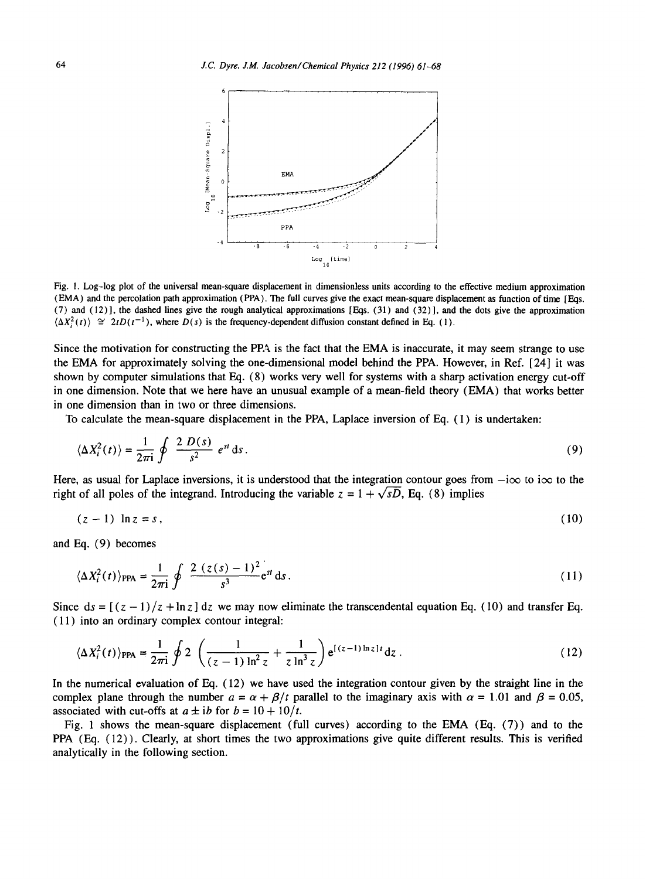Fig. 1. Log-log plot of the universal mean-square displacement in dimensionless units according to the effective medium approximation (EMA) and the percolation path approximation (PPA). The full curves give the exact mean-square displacement as function of time [Eqs. (7) and (12)], the dashed lines give the rough analytical approximations [Eqs. (31) and (32)], and the dots give the approximation $\langle \Delta X_i^2(t) \rangle \cong 2tD(t^{-1})$, where $D(s)$ is the frequency-dependent diffusion constant defined in Eq. (1).

Since the motivation for constructing the PPA is the fact that the EMA is inaccurate, it may seem strange to use the EMA for approximately solving the one-dimensional model behind the PPA. However, in Ref. [24] it was shown by computer simulations that Eq. (8) works very well for systems with a sharp activation energy cut-off in one dimension. Note that we here have an unusual example of a mean-field theory (EMA) that works better in one dimension than in two or three dimensions.

To calculate the mean-square displacement in the PPA, Laplace inversion of Eq. (1) is undertaken:

$$\langle \Delta X_i^2(t) \rangle = \frac{1}{2\pi i} \oint \frac{2\, D(s)}{s^2}\, e^{st}\, ds . \tag{9}$$

Here, as usual for Laplace inversions, it is understood that the integration contour goes from $-i\infty$ to $i\infty$ to the right of all poles of the integrand. Introducing the variable $z = 1 + \sqrt{sD}$, Eq. (8) implies

$$(z-1)\, \ln z = s , \tag{10}$$

and Eq. (9) becomes

$$\langle \Delta X_i^2(t) \rangle_{\rm PPA} = \frac{1}{2\pi i} \oint \frac{2\, (z(s)-1)^2}{s^3} e^{st}\, ds . \tag{11}$$

Since $ds = [(z-1)/z + \ln z]\, dz$ we may now eliminate the transcendental equation Eq. (10) and transfer Eq. (11) into an ordinary complex contour integral:

$$\langle \Delta X_i^2(t) \rangle_{\rm PPA} = \frac{1}{2\pi i} \oint 2 \left( \frac{1}{(z-1)\ln^2 z} + \frac{1}{z \ln^3 z} \right) e^{[(z-1)\ln z]t} dz . \tag{12}$$

In the numerical evaluation of Eq. (12) we have used the integration contour given by the straight line in the complex plane through the number $a = \alpha + \beta/t$ parallel to the imaginary axis with $\alpha = 1.01$ and $\beta = 0.05$, associated with cut-offs at $a \pm ib$ for $b = 10 + 10/t$.

Fig. 1 shows the mean-square displacement (full curves) according to the EMA (Eq. (7)) and to the PPA (Eq. (12)). Clearly, at short times the two approximations give quite different results. This is verified analytically in the following section.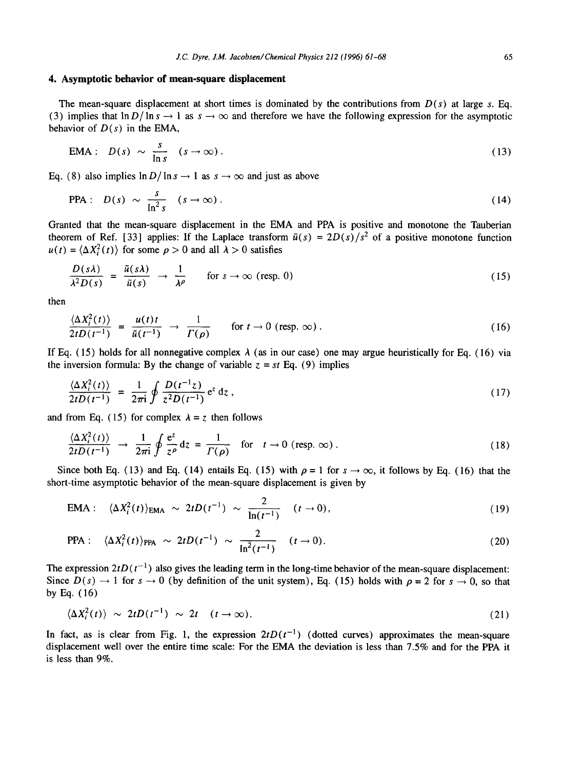## 4. Asymptotic behavior of mean-square displacement

The mean-square displacement at short times is dominated by the contributions from $D(s)$ at large $s$. Eq. (3) implies that $\ln D/\ln s \to 1$ as $s \to \infty$ and therefore we have the following expression for the asymptotic behavior of $D(s)$ in the EMA,

$$\text{EMA}: \quad D(s) \sim \frac{s}{\ln s} \quad (s \to \infty). \tag{13}$$

Eq. (8) also implies $\ln D/\ln s \to 1$ as $s \to \infty$ and just as above

$$\text{PPA}: \quad D(s) \sim \frac{s}{\ln^2 s} \quad (s \to \infty). \tag{14}$$

Granted that the mean-square displacement in the EMA and PPA is positive and monotone the Tauberian theorem of Ref. [33] applies: If the Laplace transform $\tilde{u}(s) = 2D(s)/s^2$ of a positive monotone function $u(t) = \langle \Delta X_i^2(t) \rangle$ for some $p > 0$ and all $\lambda > 0$ satisfies

$$\frac{D(s\lambda)}{\lambda^2 D(s)} = \frac{\tilde{u}(s\lambda)}{\tilde{u}(s)} \to \frac{1}{\lambda^p} \quad \text{for } s \to \infty \text{ (resp. 0)} \tag{15}$$

then

$$\frac{\langle \Delta X_i^2(t) \rangle}{2tD(t^{-1})} = \frac{u(t)t}{\tilde{u}(t^{-1})} \to \frac{1}{\Gamma(p)} \quad \text{for } t \to 0 \text{ (resp. } \infty). \tag{16}$$

If Eq. (15) holds for all nonnegative complex $\lambda$ (as in our case) one may argue heuristically for Eq. (16) via the inversion formula: By the change of variable $z = st$ Eq. (9) implies

$$\frac{\langle \Delta X_i^2(t) \rangle}{2tD(t^{-1})} = \frac{1}{2\pi \mathrm{i}} \oint \frac{D(t^{-1}z)}{z^2 D(t^{-1})} \mathrm{e}^z \, \mathrm{d}z, \tag{17}$$

and from Eq. (15) for complex $\lambda = z$ then follows

$$\frac{\langle \Delta X_i^2(t) \rangle}{2tD(t^{-1})} \to \frac{1}{2\pi \mathrm{i}} \oint \frac{\mathrm{e}^z}{z^p} \mathrm{d}z = \frac{1}{\Gamma(p)} \quad \text{for } t \to 0 \text{ (resp. } \infty). \tag{18}$$

Since both Eq. (13) and Eq. (14) entails Eq. (15) with $p = 1$ for $s \to \infty$, it follows by Eq. (16) that the short-time asymptotic behavior of the mean-square displacement is given by

$$\text{EMA}: \quad \langle \Delta X_i^2(t) \rangle_{\text{EMA}} \sim 2tD(t^{-1}) \sim \frac{2}{\ln(t^{-1})} \quad (t \to 0), \tag{19}$$

$$\text{PPA}: \quad \langle \Delta X_i^2(t) \rangle_{\text{PPA}} \sim 2tD(t^{-1}) \sim \frac{2}{\ln^2(t^{-1})} \quad (t \to 0). \tag{20}$$

The expression $2tD(t^{-1})$ also gives the leading term in the long-time behavior of the mean-square displacement: Since $D(s) \to 1$ for $s \to 0$ (by definition of the unit system), Eq. (15) holds with $p = 2$ for $s \to 0$, so that by Eq. (16)

$$\langle \Delta X_i^2(t) \rangle \sim 2tD(t^{-1}) \sim 2t \quad (t \to \infty). \tag{21}$$

In fact, as is clear from Fig. 1, the expression $2tD(t^{-1})$ (dotted curves) approximates the mean-square displacement well over the entire time scale: For the EMA the deviation is less than 7.5% and for the PPA it is less than 9%.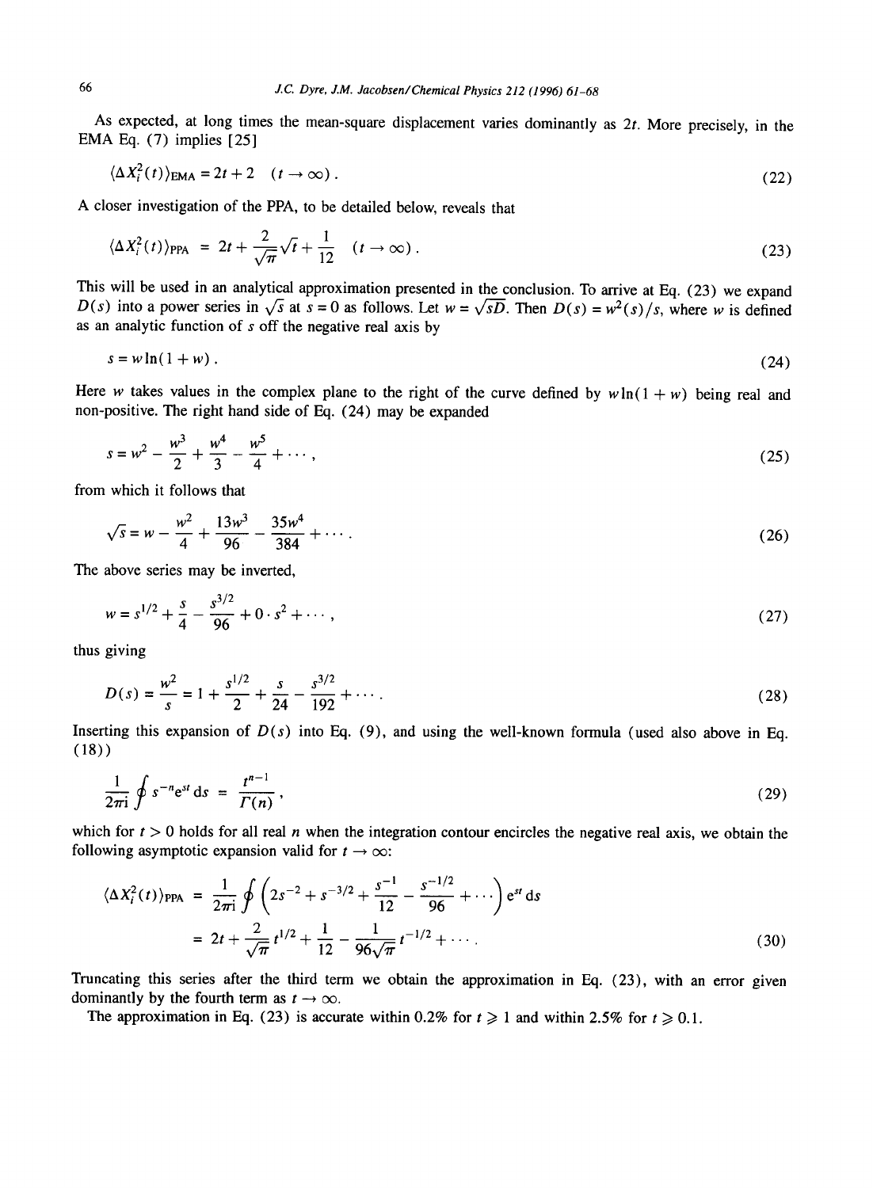As expected, at long times the mean-square displacement varies dominantly as $2t$. More precisely, in the EMA Eq. (7) implies [25]

$$\langle \Delta X_i^2(t) \rangle_{\mathrm{EMA}} = 2t + 2 \quad (t \to \infty) . \tag{22}$$

A closer investigation of the PPA, to be detailed below, reveals that

$$\langle \Delta X_i^2(t) \rangle_{\mathrm{PPA}} = 2t + \frac{2}{\sqrt{\pi}}\sqrt{t} + \frac{1}{12} \quad (t \to \infty) . \tag{23}$$

This will be used in an analytical approximation presented in the conclusion. To arrive at Eq. (23) we expand $D(s)$ into a power series in $\sqrt{s}$ at $s = 0$ as follows. Let $w = \sqrt{sD}$. Then $D(s) = w^2(s)/s$, where $w$ is defined as an analytic function of $s$ off the negative real axis by

$$s = w \ln(1 + w) . \tag{24}$$

Here $w$ takes values in the complex plane to the right of the curve defined by $w \ln(1 + w)$ being real and non-positive. The right hand side of Eq. (24) may be expanded

$$s = w^2 - \frac{w^3}{2} + \frac{w^4}{3} - \frac{w^5}{4} + \cdots , \tag{25}$$

from which it follows that

$$\sqrt{s} = w - \frac{w^2}{4} + \frac{13w^3}{96} - \frac{35w^4}{384} + \cdots . \tag{26}$$

The above series may be inverted,

$$w = s^{1/2} + \frac{s}{4} - \frac{s^{3/2}}{96} + 0 \cdot s^2 + \cdots , \tag{27}$$

thus giving

$$D(s) = \frac{w^2}{s} = 1 + \frac{s^{1/2}}{2} + \frac{s}{24} - \frac{s^{3/2}}{192} + \cdots . \tag{28}$$

Inserting this expansion of $D(s)$ into Eq. (9), and using the well-known formula (used also above in Eq. (18))

$$\frac{1}{2\pi \mathrm{i}} \oint s^{-n} \mathrm{e}^{st} \, \mathrm{d}s = \frac{t^{n-1}}{\Gamma(n)} , \tag{29}$$

which for $t > 0$ holds for all real $n$ when the integration contour encircles the negative real axis, we obtain the following asymptotic expansion valid for $t \to \infty$:

$$\begin{aligned} \langle \Delta X_i^2(t) \rangle_{\mathrm{PPA}} &= \frac{1}{2\pi \mathrm{i}} \oint \left( 2s^{-2} + s^{-3/2} + \frac{s^{-1}}{12} - \frac{s^{-1/2}}{96} + \cdots \right) \mathrm{e}^{st} \, \mathrm{d}s \\ &= 2t + \frac{2}{\sqrt{\pi}} t^{1/2} + \frac{1}{12} - \frac{1}{96\sqrt{\pi}} t^{-1/2} + \cdots . \end{aligned} \tag{30}$$

Truncating this series after the third term we obtain the approximation in Eq. (23), with an error given dominantly by the fourth term as $t \to \infty$.

The approximation in Eq. (23) is accurate within 0.2% for $t \geqslant 1$ and within 2.5% for $t \geqslant 0.1$.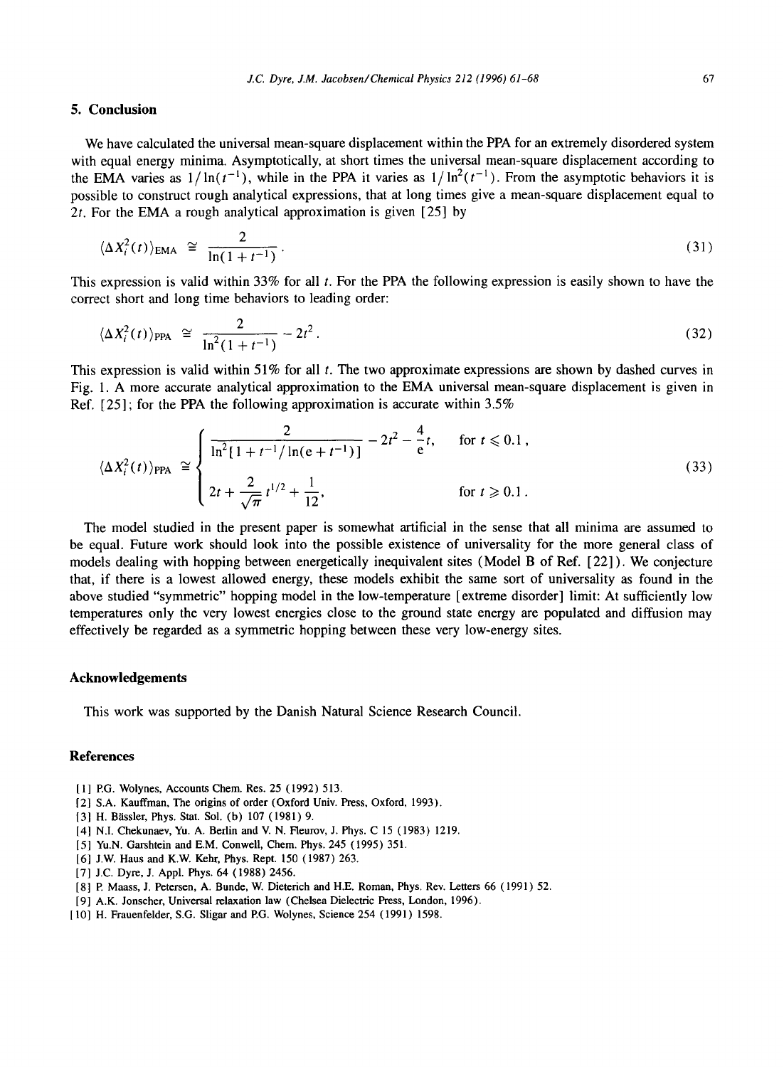## 5. Conclusion

We have calculated the universal mean-square displacement within the PPA for an extremely disordered system with equal energy minima. Asymptotically, at short times the universal mean-square displacement according to the EMA varies as $1/\ln(t^{-1})$, while in the PPA it varies as $1/\ln^2(t^{-1})$. From the asymptotic behaviors it is possible to construct rough analytical expressions, that at long times give a mean-square displacement equal to $2t$. For the EMA a rough analytical approximation is given [25] by

$$\langle \Delta X_i^2(t) \rangle_{\text{EMA}} \cong \frac{2}{\ln(1+t^{-1})} . \tag{31}$$

This expression is valid within 33% for all $t$. For the PPA the following expression is easily shown to have the correct short and long time behaviors to leading order:

$$\langle \Delta X_i^2(t) \rangle_{\text{PPA}} \cong \frac{2}{\ln^2(1+t^{-1})} - 2t^2 . \tag{32}$$

This expression is valid within 51% for all $t$. The two approximate expressions are shown by dashed curves in Fig. 1. A more accurate analytical approximation to the EMA universal mean-square displacement is given in Ref. [25]; for the PPA the following approximation is accurate within 3.5%

$$\langle \Delta X_i^2(t) \rangle_{\text{PPA}} \cong \begin{cases} \dfrac{2}{\ln^2[1+t^{-1}/\ln(\mathrm{e}+t^{-1})]} - 2t^2 - \dfrac{4}{\mathrm{e}}t, & \text{for } t \leqslant 0.1 , \\[2ex] 2t + \dfrac{2}{\sqrt{\pi}} t^{1/2} + \dfrac{1}{12}, & \text{for } t \geqslant 0.1 . \end{cases} \tag{33}$$

The model studied in the present paper is somewhat artificial in the sense that all minima are assumed to be equal. Future work should look into the possible existence of universality for the more general class of models dealing with hopping between energetically inequivalent sites (Model B of Ref. [22]). We conjecture that, if there is a lowest allowed energy, these models exhibit the same sort of universality as found in the above studied "symmetric" hopping model in the low-temperature [extreme disorder] limit: At sufficiently low temperatures only the very lowest energies close to the ground state energy are populated and diffusion may effectively be regarded as a symmetric hopping between these very low-energy sites.

## Acknowledgements

This work was supported by the Danish Natural Science Research Council.

## References

[1] P.G. Wolynes, Accounts Chem. Res. 25 (1992) 513.
[2] S.A. Kauffman, The origins of order (Oxford Univ. Press, Oxford, 1993).
[3] H. Bässler, Phys. Stat. Sol. (b) 107 (1981) 9.
[4] N.I. Chekunaev, Yu. A. Berlin and V. N. Fleurov, J. Phys. C 15 (1983) 1219.
[5] Yu.N. Garshtein and E.M. Conwell, Chem. Phys. 245 (1995) 351.
[6] J.W. Haus and K.W. Kehr, Phys. Rept. 150 (1987) 263.
[7] J.C. Dyre, J. Appl. Phys. 64 (1988) 2456.
[8] P. Maass, J. Petersen, A. Bunde, W. Dieterich and H.E. Roman, Phys. Rev. Letters 66 (1991) 52.
[9] A.K. Jonscher, Universal relaxation law (Chelsea Dielectric Press, London, 1996).
[10] H. Frauenfelder, S.G. Sligar and P.G. Wolynes, Science 254 (1991) 1598.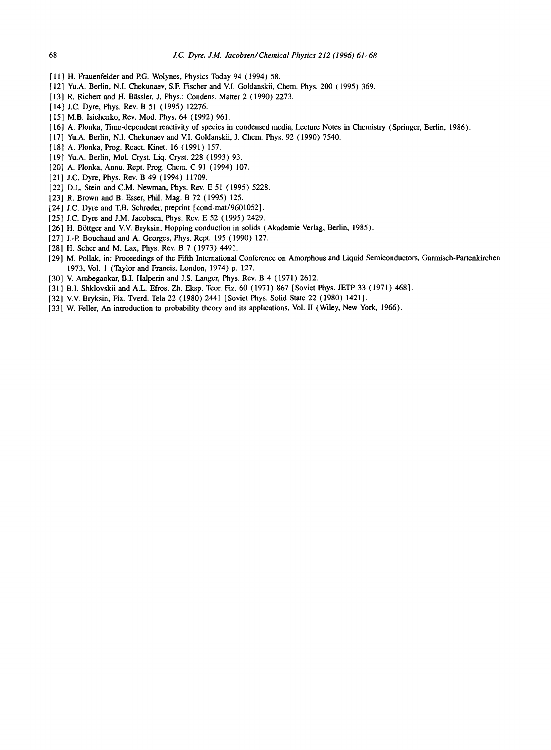[11] H. Frauenfelder and P.G. Wolynes, Physics Today 94 (1994) 58.
[12] Yu.A. Berlin, N.I. Chekunaev, S.F. Fischer and V.I. Goldanskii, Chem. Phys. 200 (1995) 369.
[13] R. Richert and H. Bässler, J. Phys.: Condens. Matter 2 (1990) 2273.
[14] J.C. Dyre, Phys. Rev. B 51 (1995) 12276.
[15] M.B. Isichenko, Rev. Mod. Phys. 64 (1992) 961.
[16] A. Plonka, Time-dependent reactivity of species in condensed media, Lecture Notes in Chemistry (Springer, Berlin, 1986).
[17] Yu.A. Berlin, N.I. Chekunaev and V.I. Goldanskii, J. Chem. Phys. 92 (1990) 7540.
[18] A. Plonka, Prog. React. Kinet. 16 (1991) 157.
[19] Yu.A. Berlin, Mol. Cryst. Liq. Cryst. 228 (1993) 93.
[20] A. Plonka, Annu. Rept. Prog. Chem. C 91 (1994) 107.
[21] J.C. Dyre, Phys. Rev. B 49 (1994) 11709.
[22] D.L. Stein and C.M. Newman, Phys. Rev. E 51 (1995) 5228.
[23] R. Brown and B. Esser, Phil. Mag. B 72 (1995) 125.
[24] J.C. Dyre and T.B. Schrøder, preprint [cond-mat/9601052].
[25] J.C. Dyre and J.M. Jacobsen, Phys. Rev. E 52 (1995) 2429.
[26] H. Böttger and V.V. Bryksin, Hopping conduction in solids (Akademie Verlag, Berlin, 1985).
[27] J.-P. Bouchaud and A. Georges, Phys. Rept. 195 (1990) 127.
[28] H. Scher and M. Lax, Phys. Rev. B 7 (1973) 4491.
[29] M. Pollak, in: Proceedings of the Fifth International Conference on Amorphous and Liquid Semiconductors, Garmisch-Partenkirchen 1973, Vol. 1 (Taylor and Francis, London, 1974) p. 127.
[30] V. Ambegaokar, B.I. Halperin and J.S. Langer, Phys. Rev. B 4 (1971) 2612.
[31] B.I. Shklovskii and A.L. Efros, Zh. Eksp. Teor. Fiz. 60 (1971) 867 [Soviet Phys. JETP 33 (1971) 468].
[32] V.V. Bryksin, Fiz. Tverd. Tela 22 (1980) 2441 [Soviet Phys. Solid State 22 (1980) 1421].
[33] W. Feller, An introduction to probability theory and its applications, Vol. II (Wiley, New York, 1966).